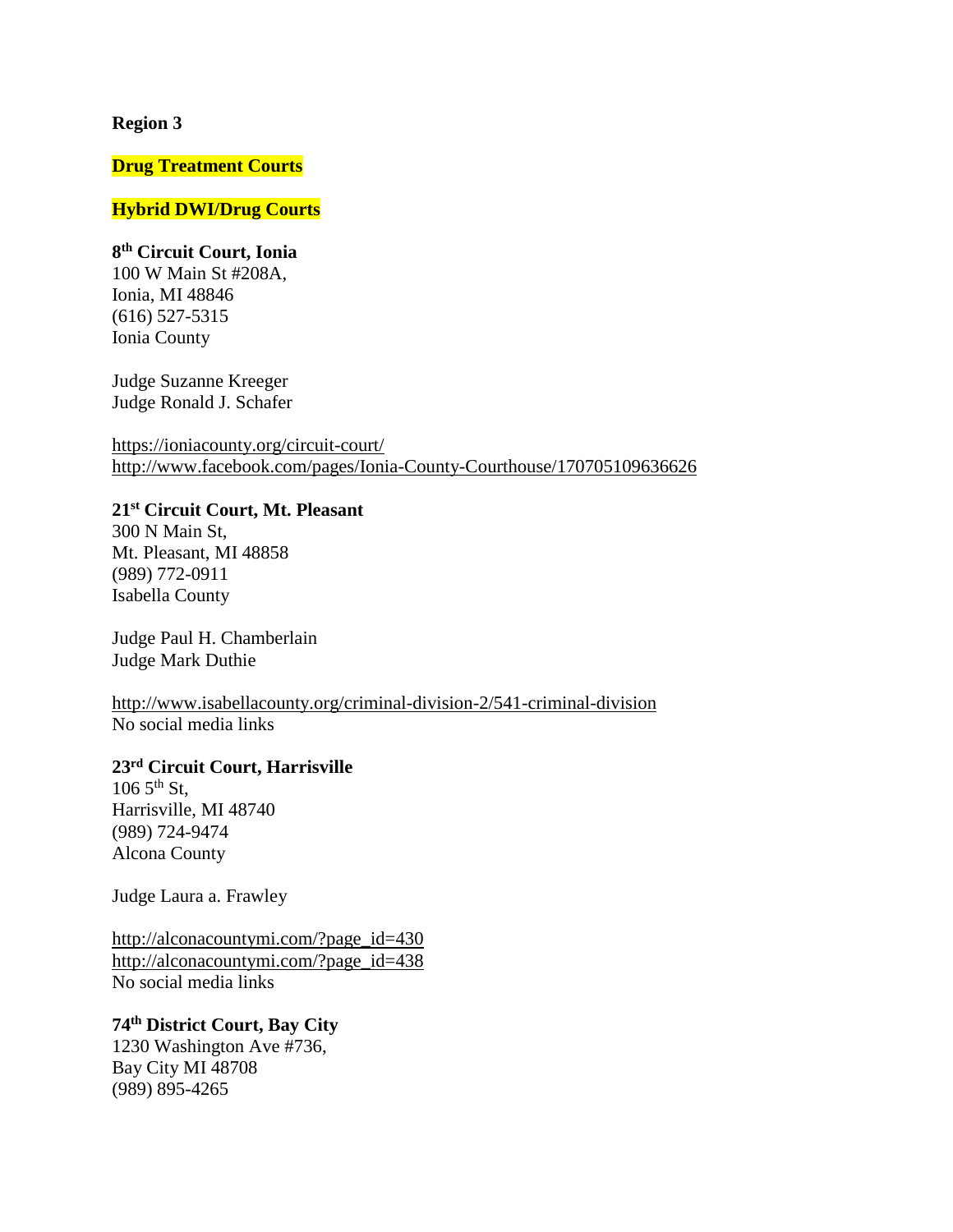**Region 3**

**Drug Treatment Courts**

**Hybrid DWI/Drug Courts**

**8th Circuit Court, Ionia**
100 W Main St #208A,
Ionia, MI 48846
(616) 527-5315
Ionia County

Judge Suzanne Kreeger
Judge Ronald J. Schafer

https://ioniacounty.org/circuit-court/
http://www.facebook.com/pages/Ionia-County-Courthouse/170705109636626

**21st Circuit Court, Mt. Pleasant**
300 N Main St,
Mt. Pleasant, MI 48858
(989) 772-0911
Isabella County

Judge Paul H. Chamberlain
Judge Mark Duthie

http://www.isabellacounty.org/criminal-division-2/541-criminal-division
No social media links

**23rd Circuit Court, Harrisville**
106 5th St,
Harrisville, MI 48740
(989) 724-9474
Alcona County

Judge Laura a. Frawley

http://alconacountymi.com/?page_id=430
http://alconacountymi.com/?page_id=438
No social media links

**74th District Court, Bay City**
1230 Washington Ave #736,
Bay City MI 48708
(989) 895-4265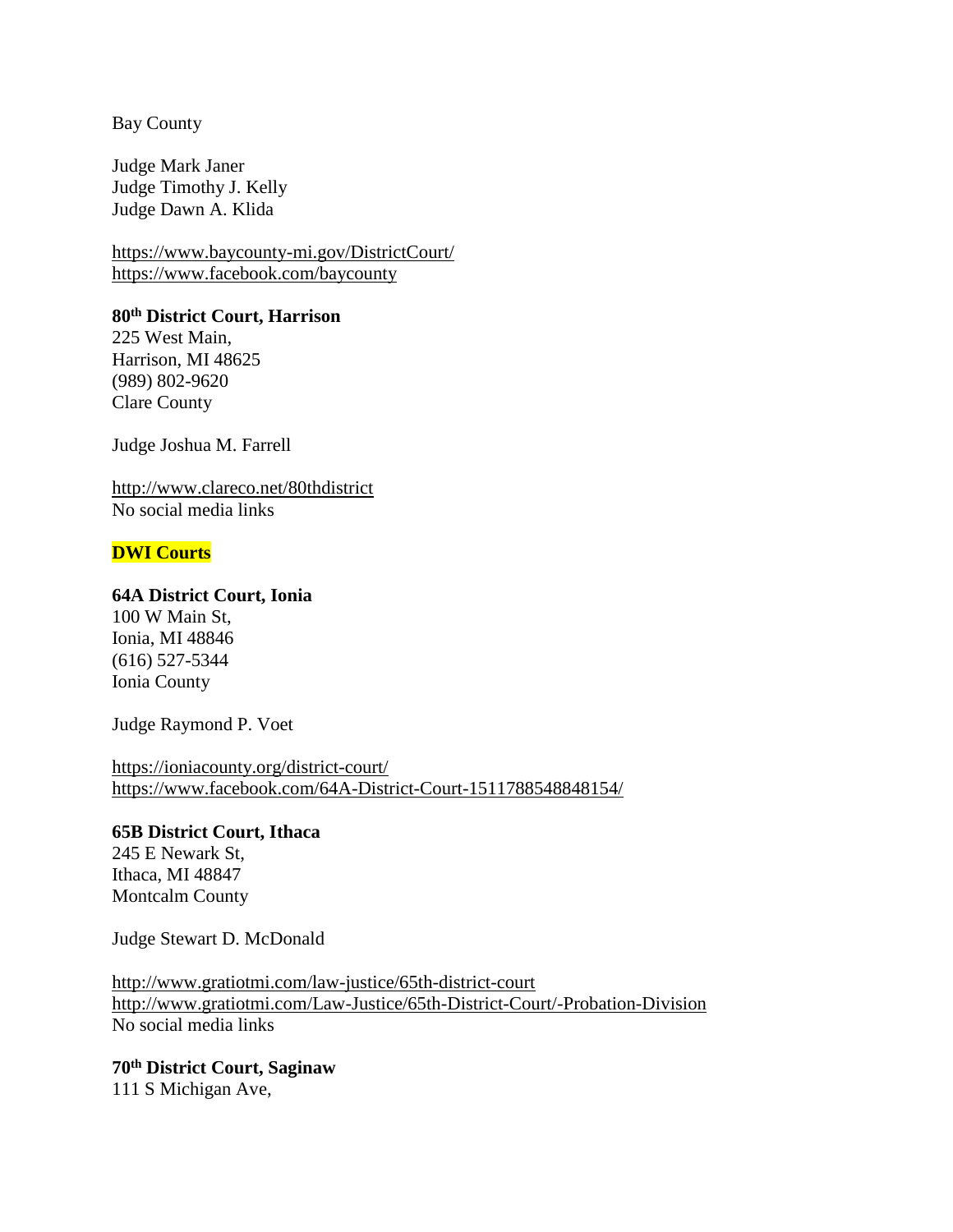Bay County

Judge Mark Janer
Judge Timothy J. Kelly
Judge Dawn A. Klida

https://www.baycounty-mi.gov/DistrictCourt/
https://www.facebook.com/baycounty

**80th District Court, Harrison**
225 West Main,
Harrison, MI 48625
(989) 802-9620
Clare County

Judge Joshua M. Farrell

http://www.clareco.net/80thdistrict
No social media links

**DWI Courts**

**64A District Court, Ionia**
100 W Main St,
Ionia, MI 48846
(616) 527-5344
Ionia County

Judge Raymond P. Voet

https://ioniacounty.org/district-court/
https://www.facebook.com/64A-District-Court-1511788548848154/

**65B District Court, Ithaca**
245 E Newark St,
Ithaca, MI 48847
Montcalm County

Judge Stewart D. McDonald

http://www.gratiotmi.com/law-justice/65th-district-court
http://www.gratiotmi.com/Law-Justice/65th-District-Court/-Probation-Division
No social media links

**70th District Court, Saginaw**
111 S Michigan Ave,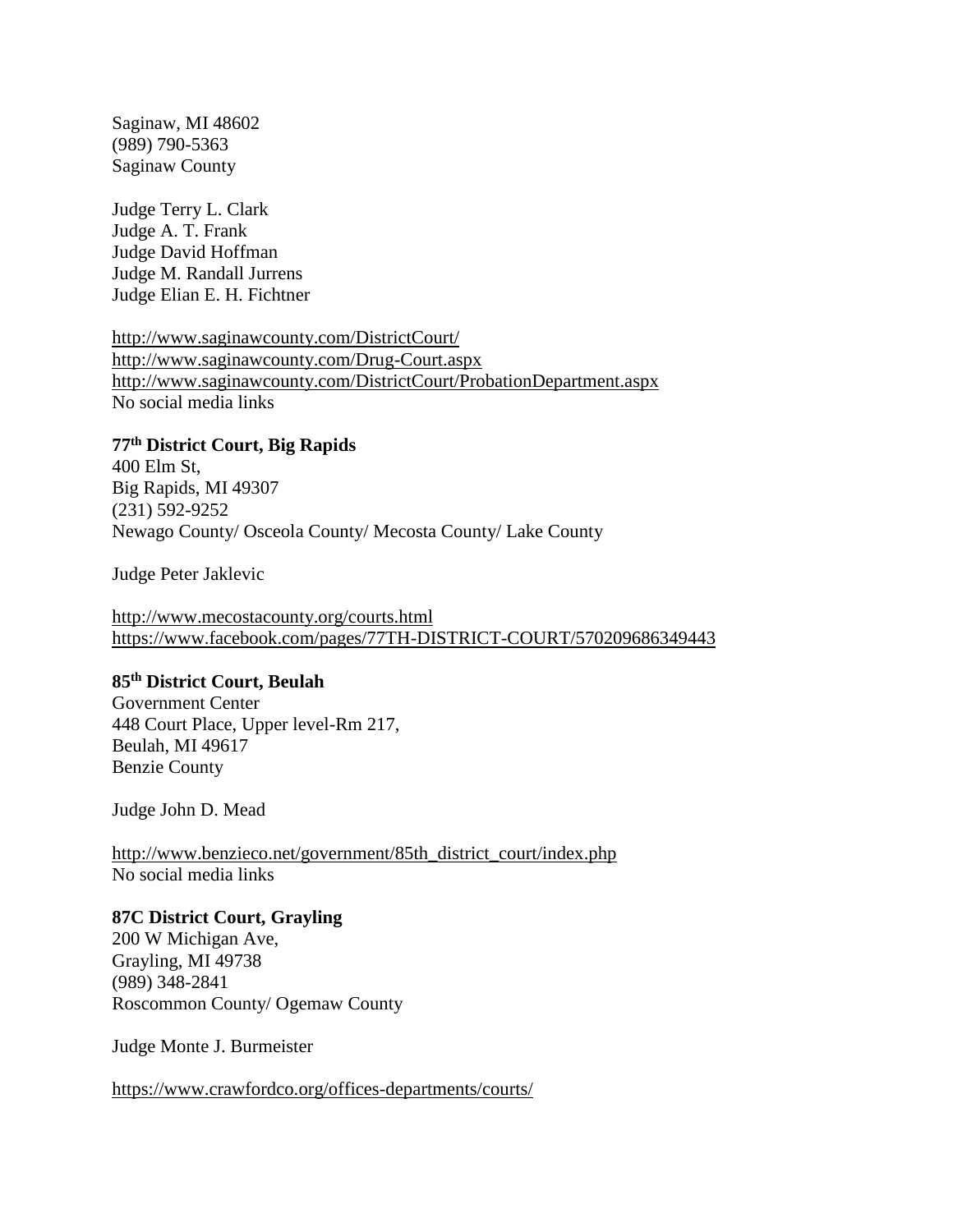Saginaw, MI 48602
(989) 790-5363
Saginaw County

Judge Terry L. Clark
Judge A. T. Frank
Judge David Hoffman
Judge M. Randall Jurrens
Judge Elian E. H. Fichtner

http://www.saginawcounty.com/DistrictCourt/
http://www.saginawcounty.com/Drug-Court.aspx
http://www.saginawcounty.com/DistrictCourt/ProbationDepartment.aspx
No social media links

**77th District Court, Big Rapids**
400 Elm St,
Big Rapids, MI 49307
(231) 592-9252
Newago County/ Osceola County/ Mecosta County/ Lake County

Judge Peter Jaklevic

http://www.mecostacounty.org/courts.html
https://www.facebook.com/pages/77TH-DISTRICT-COURT/570209686349443

**85th District Court, Beulah**
Government Center
448 Court Place, Upper level-Rm 217,
Beulah, MI 49617
Benzie County

Judge John D. Mead

http://www.benzieco.net/government/85th_district_court/index.php
No social media links

**87C District Court, Grayling**
200 W Michigan Ave,
Grayling, MI 49738
(989) 348-2841
Roscommon County/ Ogemaw County

Judge Monte J. Burmeister

https://www.crawfordco.org/offices-departments/courts/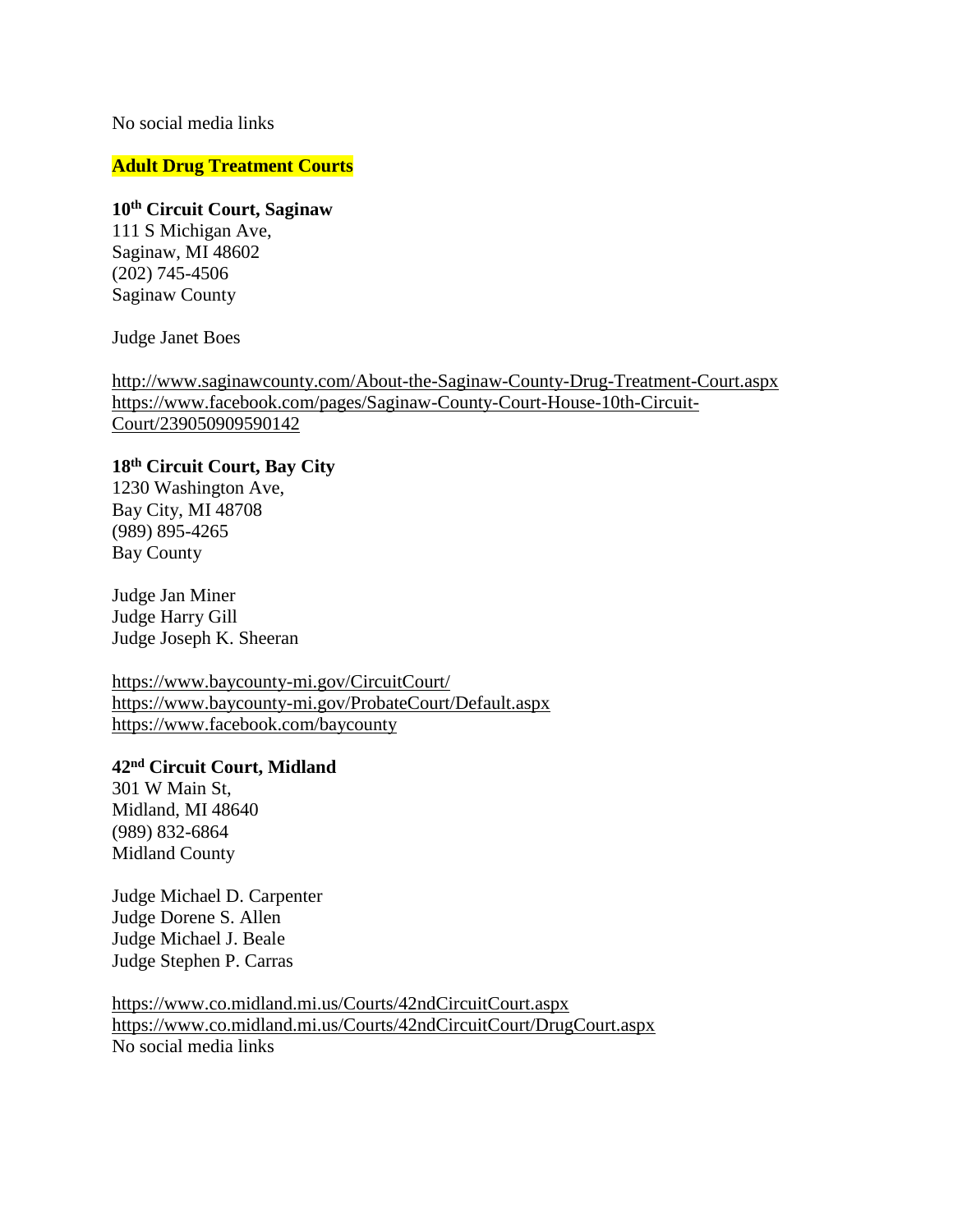No social media links

## Adult Drug Treatment Courts

**10th Circuit Court, Saginaw**
111 S Michigan Ave,
Saginaw, MI 48602
(202) 745-4506
Saginaw County

Judge Janet Boes

http://www.saginawcounty.com/About-the-Saginaw-County-Drug-Treatment-Court.aspx
https://www.facebook.com/pages/Saginaw-County-Court-House-10th-Circuit-Court/239050909590142

**18th Circuit Court, Bay City**
1230 Washington Ave,
Bay City, MI 48708
(989) 895-4265
Bay County

Judge Jan Miner
Judge Harry Gill
Judge Joseph K. Sheeran

https://www.baycounty-mi.gov/CircuitCourt/
https://www.baycounty-mi.gov/ProbateCourt/Default.aspx
https://www.facebook.com/baycounty

**42nd Circuit Court, Midland**
301 W Main St,
Midland, MI 48640
(989) 832-6864
Midland County

Judge Michael D. Carpenter
Judge Dorene S. Allen
Judge Michael J. Beale
Judge Stephen P. Carras

https://www.co.midland.mi.us/Courts/42ndCircuitCourt.aspx
https://www.co.midland.mi.us/Courts/42ndCircuitCourt/DrugCourt.aspx
No social media links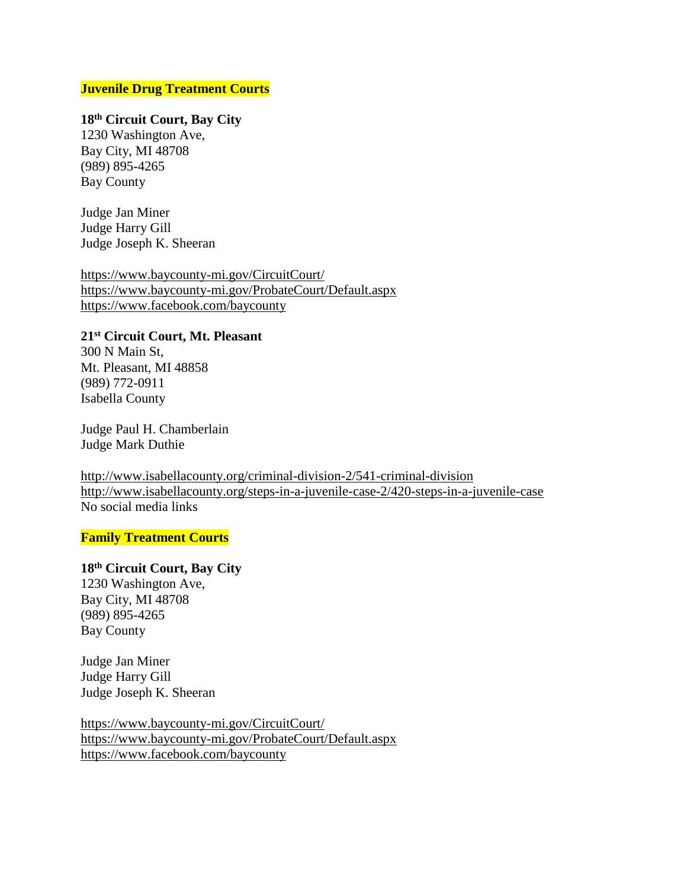## Juvenile Drug Treatment Courts

**18th Circuit Court, Bay City**
1230 Washington Ave,
Bay City, MI 48708
(989) 895-4265
Bay County

Judge Jan Miner
Judge Harry Gill
Judge Joseph K. Sheeran

https://www.baycounty-mi.gov/CircuitCourt/
https://www.baycounty-mi.gov/ProbateCourt/Default.aspx
https://www.facebook.com/baycounty

**21st Circuit Court, Mt. Pleasant**
300 N Main St,
Mt. Pleasant, MI 48858
(989) 772-0911
Isabella County

Judge Paul H. Chamberlain
Judge Mark Duthie

http://www.isabellacounty.org/criminal-division-2/541-criminal-division
http://www.isabellacounty.org/steps-in-a-juvenile-case-2/420-steps-in-a-juvenile-case
No social media links

## Family Treatment Courts

**18th Circuit Court, Bay City**
1230 Washington Ave,
Bay City, MI 48708
(989) 895-4265
Bay County

Judge Jan Miner
Judge Harry Gill
Judge Joseph K. Sheeran

https://www.baycounty-mi.gov/CircuitCourt/
https://www.baycounty-mi.gov/ProbateCourt/Default.aspx
https://www.facebook.com/baycounty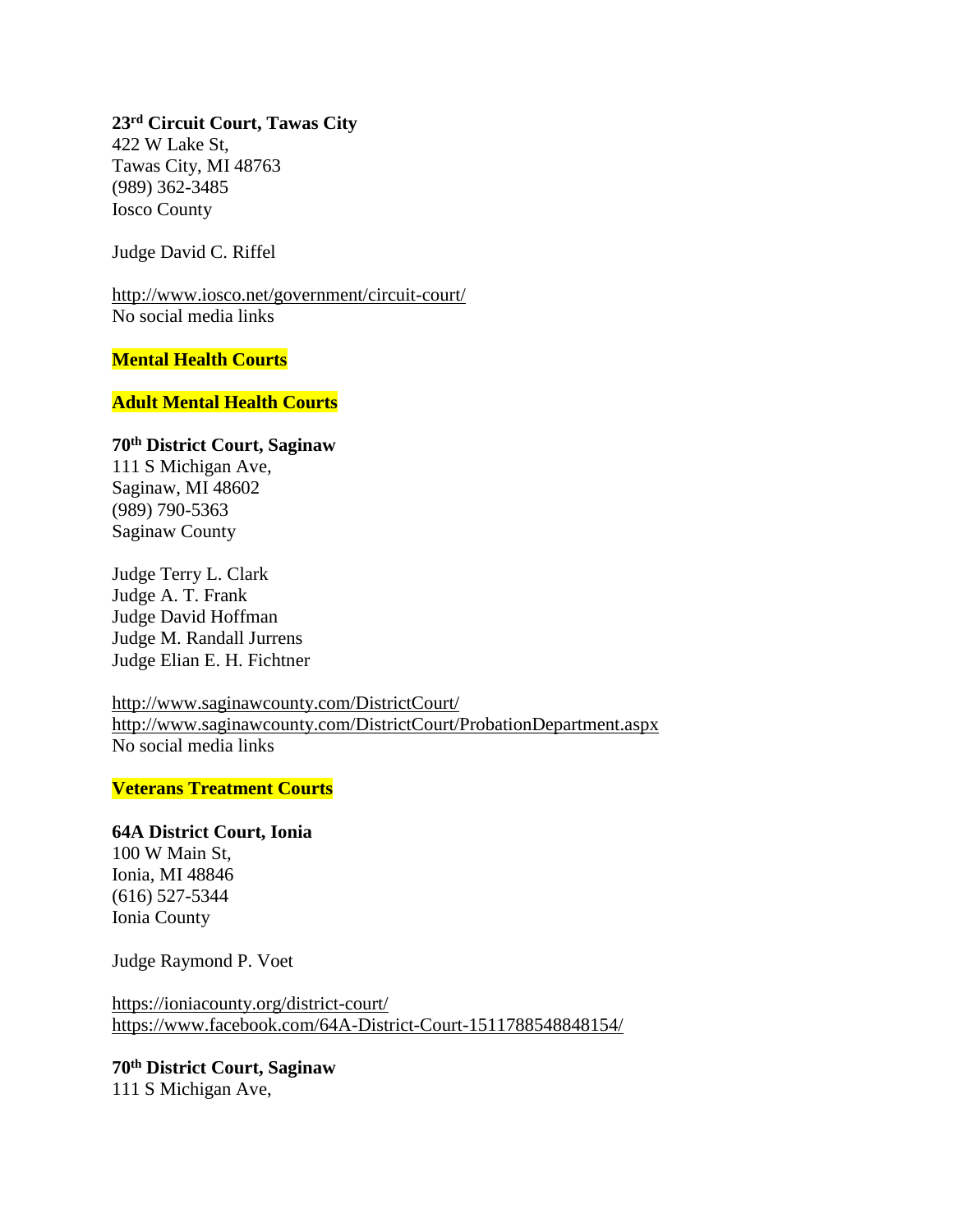**23rd Circuit Court, Tawas City**
422 W Lake St,
Tawas City, MI 48763
(989) 362-3485
Iosco County

Judge David C. Riffel

http://www.iosco.net/government/circuit-court/
No social media links

**Mental Health Courts**

**Adult Mental Health Courts**

**70th District Court, Saginaw**
111 S Michigan Ave,
Saginaw, MI 48602
(989) 790-5363
Saginaw County

Judge Terry L. Clark
Judge A. T. Frank
Judge David Hoffman
Judge M. Randall Jurrens
Judge Elian E. H. Fichtner

http://www.saginawcounty.com/DistrictCourt/
http://www.saginawcounty.com/DistrictCourt/ProbationDepartment.aspx
No social media links

**Veterans Treatment Courts**

**64A District Court, Ionia**
100 W Main St,
Ionia, MI 48846
(616) 527-5344
Ionia County

Judge Raymond P. Voet

https://ioniacounty.org/district-court/
https://www.facebook.com/64A-District-Court-1511788548848154/

**70th District Court, Saginaw**
111 S Michigan Ave,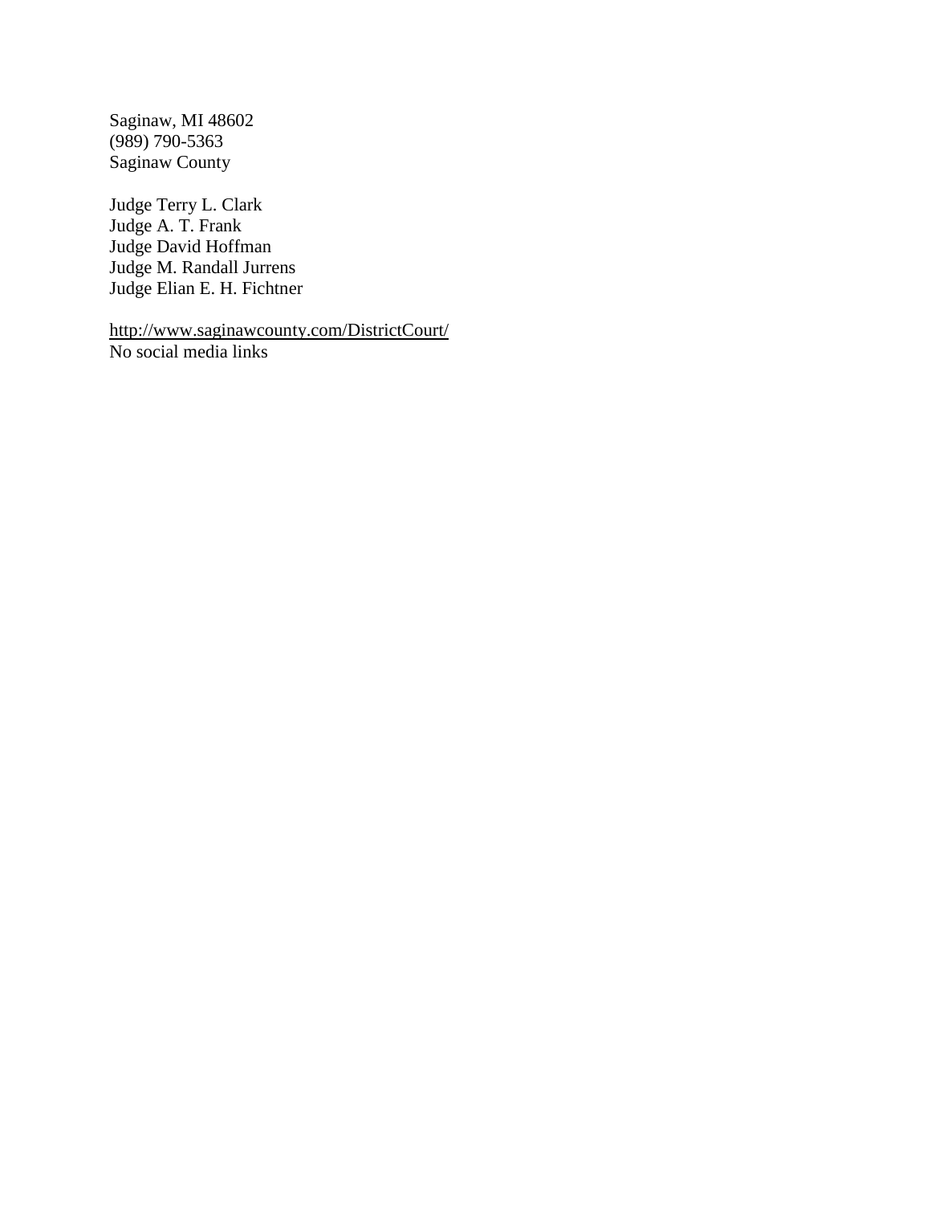Saginaw, MI 48602
(989) 790-5363
Saginaw County

Judge Terry L. Clark
Judge A. T. Frank
Judge David Hoffman
Judge M. Randall Jurrens
Judge Elian E. H. Fichtner

http://www.saginawcounty.com/DistrictCourt/
No social media links